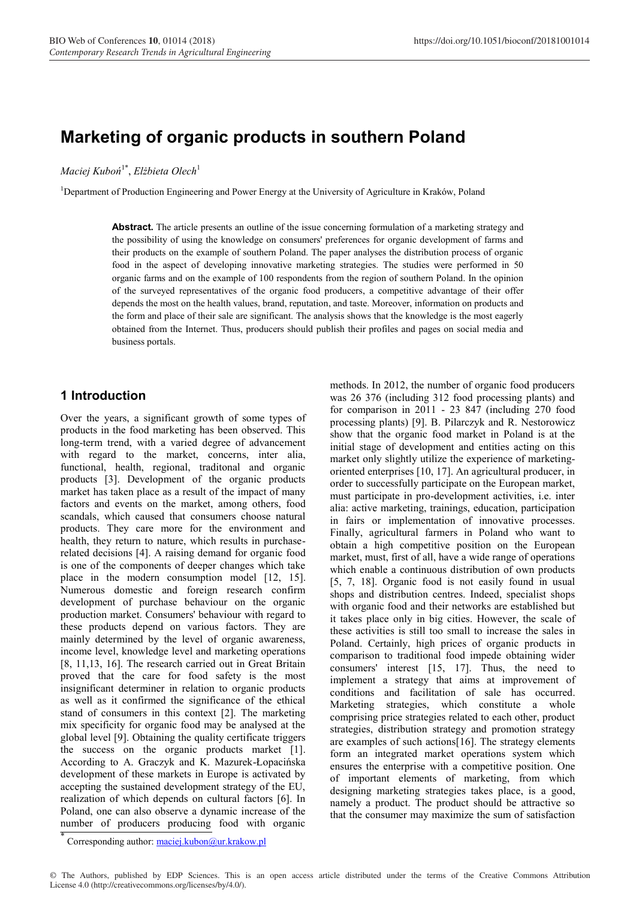# Marketing of organic products in southern Poland

*Maciej Kuboń*[1*], *Elżbieta Olech*[1]

[1]Department of Production Engineering and Power Energy at the University of Agriculture in Kraków, Poland

**Abstract.** The article presents an outline of the issue concerning formulation of a marketing strategy and the possibility of using the knowledge on consumers' preferences for organic development of farms and their products on the example of southern Poland. The paper analyses the distribution process of organic food in the aspect of developing innovative marketing strategies. The studies were performed in 50 organic farms and on the example of 100 respondents from the region of southern Poland. In the opinion of the surveyed representatives of the organic food producers, a competitive advantage of their offer depends the most on the health values, brand, reputation, and taste. Moreover, information on products and the form and place of their sale are significant. The analysis shows that the knowledge is the most eagerly obtained from the Internet. Thus, producers should publish their profiles and pages on social media and business portals.

## 1 Introduction

Over the years, a significant growth of some types of products in the food marketing has been observed. This long-term trend, with a varied degree of advancement with regard to the market, concerns, inter alia, functional, health, regional, traditonal and organic products [3]. Development of the organic products market has taken place as a result of the impact of many factors and events on the market, among others, food scandals, which caused that consumers choose natural products. They care more for the environment and health, thus, they return to nature, which results in purchase-related decisions [4]. A raising demand for organic food is one of the components of deeper changes which take place in the modern consumption model [12, 15]. Numerous domestic and foreign researches confirm development of purchase behaviour on the organic production market. Consumers' behaviour with regard to these products depend on various factors. They are mainly determined by the level of organic awareness, income level, knowledge level and marketing operations [8, 11,13, 16]. The research carried out in Great Britain proved that the care for food safety is the most insignificant determiner in relation to organic products as well as it confirmed the significance of the ethical stand of consumers in this context [2]. The marketing mix specificity for organic food may be analysed at the global level [9]. Obtaining the quality certificate triggers the success on the organic products market [1]. According to A. Graczyk and K. Mazurek-Łopacińska development of these markets in Europe is activated by accepting the sustained development strategy of the EU, realization of which depends on cultural factors [6]. In Poland, one can also observe a dynamic increase of the number of producers producing food with organic methods. In 2012, the number of organic food producers was 26 376 (including 312 food processing plants) and for comparison in 2011 - 23 847 (including 270 food processing plants) [9]. B. Pilarczyk and R. Nestorowicz show that the organic food market in Poland is at the initial stage of development and entities acting on this market only slightly utilize the experience of marketing-oriented enterprises [10, 17]. An agricultural producer, in order to successfully participate on the European market, must participate in pro-development activities, i.e. inter alia: active marketing, trainings, education, participation in fairs or implementation of innovative processes. Finally, agricultural farmers in Poland who want to obtain a high competitive position on the European market, must, first of all, have a wide range of operations which enable a continuous distribution of own products [5, 7, 18]. Organic food is not easily found in usual shops and distribution centres. Indeed, specialist shops with organic food and their networks are established but it takes place only in big cities. However, the scale of these activities is still too small to increase the sales in Poland. Certainly, high prices of organic products in comparison to traditional food impede obtaining wider consumers' interest [15, 17]. Thus, the need to implement a strategy that aims at improvement of conditions and facilitation of sale has occurred. Marketing strategies, which constitute a whole comprising price strategies related to each other, product strategies, distribution strategy and promotion strategy are examples of such actions[16]. The strategy elements form an integrated market operations system which ensures the enterprise with a competitive position. One of important elements of marketing, from which designing marketing strategies takes place, is a good, namely a product. The product should be attractive so that the consumer may maximize the sum of satisfaction

* Corresponding author: maciej.kubon@ur.krakow.pl

© The Authors, published by EDP Sciences. This is an open access article distributed under the terms of the Creative Commons Attribution License 4.0 (http://creativecommons.org/licenses/by/4.0/).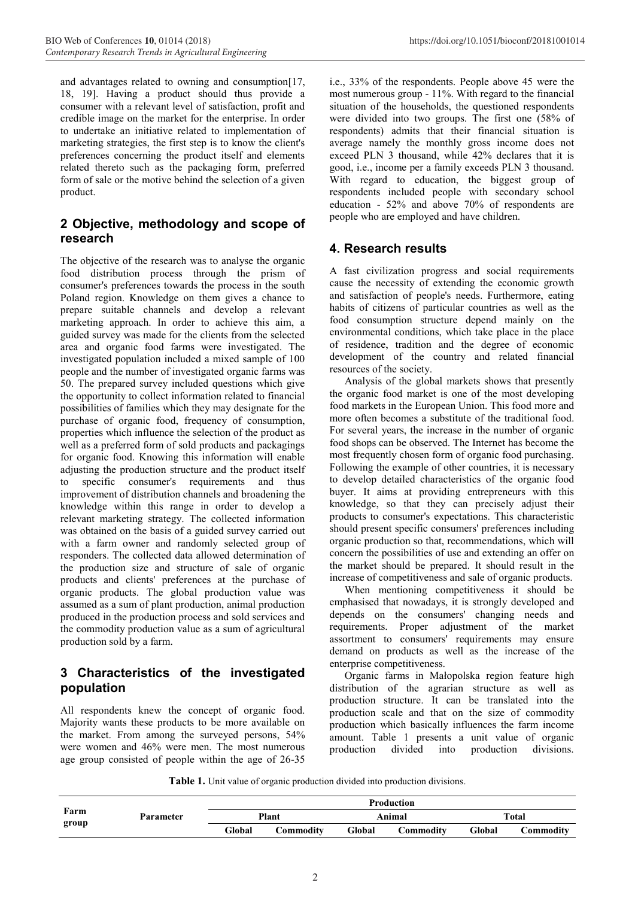and advantages related to owning and consumption[17, 18, 19]. Having a product should thus provide a consumer with a relevant level of satisfaction, profit and credible image on the market for the enterprise. In order to undertake an initiative related to implementation of marketing strategies, the first step is to know the client's preferences concerning the product itself and elements related thereto such as the packaging form, preferred form of sale or the motive behind the selection of a given product.

## 2 Objective, methodology and scope of research

The objective of the research was to analyse the organic food distribution process through the prism of consumer's preferences towards the process in the south Poland region. Knowledge on them gives a chance to prepare suitable channels and develop a relevant marketing approach. In order to achieve this aim, a guided survey was made for the clients from the selected area and organic food farms were investigated. The investigated population included a mixed sample of 100 people and the number of investigated organic farms was 50. The prepared survey included questions which give the opportunity to collect information related to financial possibilities of families which they may designate for the purchase of organic food, frequency of consumption, properties which influence the selection of the product as well as a preferred form of sold products and packagings for organic food. Knowing this information will enable adjusting the production structure and the product itself to specific consumer's requirements and thus improvement of distribution channels and broadening the knowledge within this range in order to develop a relevant marketing strategy. The collected information was obtained on the basis of a guided survey carried out with a farm owner and randomly selected group of responders. The collected data allowed determination of the production size and structure of sale of organic products and clients' preferences at the purchase of organic products. The global production value was assumed as a sum of plant production, animal production produced in the production process and sold services and the commodity production value as a sum of agricultural production sold by a farm.

## 3 Characteristics of the investigated population

All respondents knew the concept of organic food. Majority wants these products to be more available on the market. From among the surveyed persons, 54% were women and 46% were men. The most numerous age group consisted of people within the age of 26-35 i.e., 33% of the respondents. People above 45 were the most numerous group - 11%. With regard to the financial situation of the households, the questioned respondents were divided into two groups. The first one (58% of respondents) admits that their financial situation is average namely the monthly gross income does not exceed PLN 3 thousand, while 42% declares that it is good, i.e., income per a family exceeds PLN 3 thousand. With regard to education, the biggest group of respondents included people with secondary school education - 52% and above 70% of respondents are people who are employed and have children.

## 4. Research results

A fast civilization progress and social requirements cause the necessity of extending the economic growth and satisfaction of people's needs. Furthermore, eating habits of citizens of particular countries as well as the food consumption structure depend mainly on the environmental conditions, which take place in the place of residence, tradition and the degree of economic development of the country and related financial resources of the society.

Analysis of the global markets shows that presently the organic food market is one of the most developing food markets in the European Union. This food more and more often becomes a substitute of the traditional food. For several years, the increase in the number of organic food shops can be observed. The Internet has become the most frequently chosen form of organic food purchasing. Following the example of other countries, it is necessary to develop detailed characteristics of the organic food buyer. It aims at providing entrepreneurs with this knowledge, so that they can precisely adjust their products to consumer's expectations. This characteristic should present specific consumers' preferences including organic production so that, recommendations, which will concern the possibilities of use and extending an offer on the market should be prepared. It should result in the increase of competitiveness and sale of organic products.

When mentioning competitiveness it should be emphasised that nowadays, it is strongly developed and depends on the consumers' changing needs and requirements. Proper adjustment of the market assortment to consumers' requirements may ensure demand on products as well as the increase of the enterprise competitiveness.

Organic farms in Małopolska region feature high distribution of the agrarian structure as well as production structure. It can be translated into the production scale and that on the size of commodity production which basically influences the farm income amount. Table 1 presents a unit value of organic production divided into production divisions.

**Table 1.** Unit value of organic production divided into production divisions.

| Farm group | Parameter | Production | | | | | |
|---|---|---|---|---|---|---|---|
| | | Plant | | Animal | | Total | |
| | | Global | Commodity | Global | Commodity | Global | Commodity |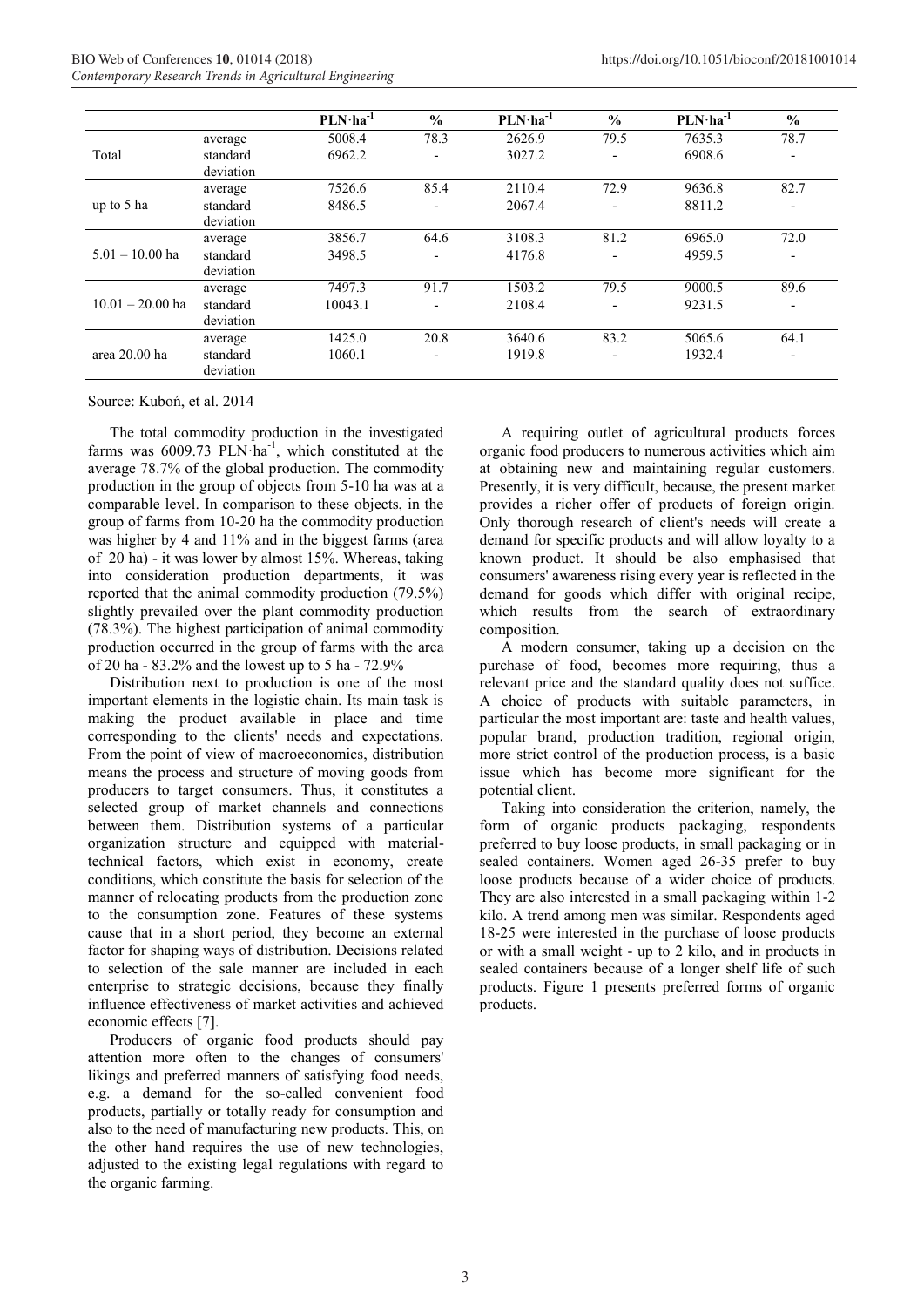| | | $PLN \cdot ha^{-1}$ | % | $PLN \cdot ha^{-1}$ | % | $PLN \cdot ha^{-1}$ | % |
|---|---|---|---|---|---|---|---|
| Total | average | 5008.4 | 78.3 | 2626.9 | 79.5 | 7635.3 | 78.7 |
| | standard deviation | 6962.2 | - | 3027.2 | - | 6908.6 | - |
| up to 5 ha | average | 7526.6 | 85.4 | 2110.4 | 72.9 | 9636.8 | 82.7 |
| | standard deviation | 8486.5 | - | 2067.4 | - | 8811.2 | - |
| 5.01 – 10.00 ha | average | 3856.7 | 64.6 | 3108.3 | 81.2 | 6965.0 | 72.0 |
| | standard deviation | 3498.5 | - | 4176.8 | - | 4959.5 | - |
| 10.01 – 20.00 ha | average | 7497.3 | 91.7 | 1503.2 | 79.5 | 9000.5 | 89.6 |
| | standard deviation | 10043.1 | - | 2108.4 | - | 9231.5 | - |
| area 20.00 ha | average | 1425.0 | 20.8 | 3640.6 | 83.2 | 5065.6 | 64.1 |
| | standard deviation | 1060.1 | - | 1919.8 | - | 1932.4 | - |

Source: Kuboń, et al. 2014

The total commodity production in the investigated farms was 6009.73 $PLN \cdot ha^{-1}$, which constituted at the average 78.7% of the global production. The commodity production in the group of objects from 5-10 ha was at a comparable level. In comparison to these objects, in the group of farms from 10-20 ha the commodity production was higher by 4 and 11% and in the biggest farms (area of 20 ha) - it was lower by almost 15%. Whereas, taking into consideration production departments, it was reported that the animal commodity production (79.5%) slightly prevailed over the plant commodity production (78.3%). The highest participation of animal commodity production occurred in the group of farms with the area of 20 ha - 83.2% and the lowest up to 5 ha - 72.9%

Distribution next to production is one of the most important elements in the logistic chain. Its main task is making the product available in place and time corresponding to the clients' needs and expectations. From the point of view of macroeconomics, distribution means the process and structure of moving goods from producers to target consumers. Thus, it constitutes a selected group of market channels and connections between them. Distribution systems of a particular organization structure and equipped with material-technical factors, which exist in economy, create conditions, which constitute the basis for selection of the manner of relocating products from the production zone to the consumption zone. Features of these systems cause that in a short period, they become an external factor for shaping ways of distribution. Decisions related to selection of the sale manner are included in each enterprise to strategic decisions, because they finally influence effectiveness of market activities and achieved economic effects [7].

Producers of organic food products should pay attention more often to the changes of consumers' likings and preferred manners of satisfying food needs, e.g. a demand for the so-called convenient food products, partially or totally ready for consumption and also to the need of manufacturing new products. This, on the other hand requires the use of new technologies, adjusted to the existing legal regulations with regard to the organic farming.

A requiring outlet of agricultural products forces organic food producers to numerous activities which aim at obtaining new and maintaining regular customers. Presently, it is very difficult, because, the present market provides a richer offer of products of foreign origin. Only thorough research of client's needs will create a demand for specific products and will allow loyalty to a known product. It should be also emphasised that consumers' awareness rising every year is reflected in the demand for goods which differ with original recipe, which results from the search of extraordinary composition.

A modern consumer, taking up a decision on the purchase of food, becomes more requiring, thus a relevant price and the standard quality does not suffice. A choice of products with suitable parameters, in particular the most important are: taste and health values, popular brand, production tradition, regional origin, more strict control of the production process, is a basic issue which has become more significant for the potential client.

Taking into consideration the criterion, namely, the form of organic products packaging, respondents preferred to buy loose products, in small packaging or in sealed containers. Women aged 26-35 prefer to buy loose products because of a wider choice of products. They are also interested in a small packaging within 1-2 kilo. A trend among men was similar. Respondents aged 18-25 were interested in the purchase of loose products or with a small weight - up to 2 kilo, and in products in sealed containers because of a longer shelf life of such products. Figure 1 presents preferred forms of organic products.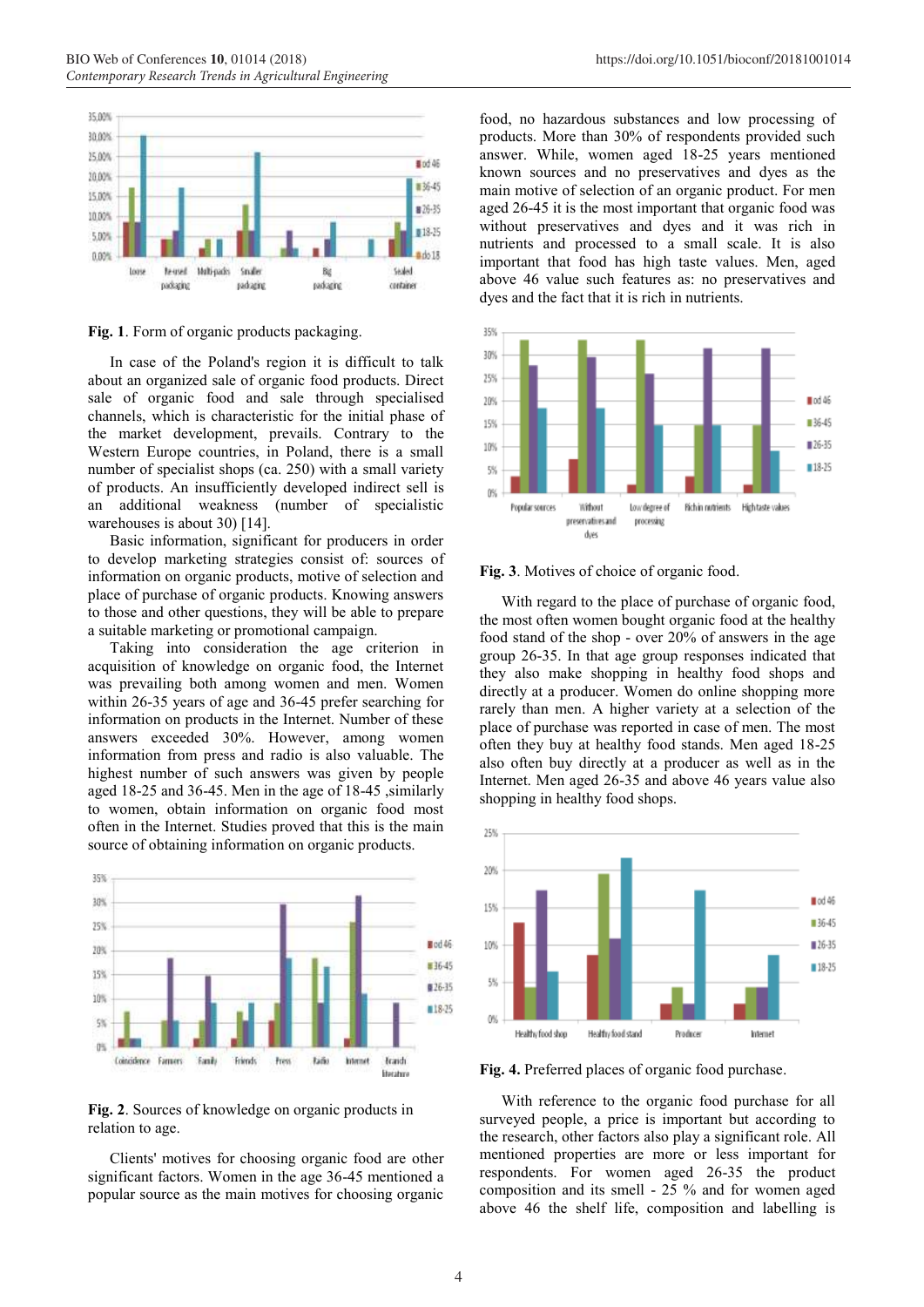Fig. 1. Form of organic products packaging.

In case of the Poland's region it is difficult to talk about an organized sale of organic food products. Direct sale of organic food and sale through specialised channels, which is characteristic for the initial phase of the market development, prevails. Contrary to the Western Europe countries, in Poland, there is a small number of specialist shops (ca. 250) with a small variety of products. An insufficiently developed indirect sell is an additional weakness (number of specialistic warehouses is about 30) [14].

Basic information, significant for producers in order to develop marketing strategies consist of: sources of information on organic products, motive of selection and place of purchase of organic products. Knowing answers to those and other questions, they will be able to prepare a suitable marketing or promotional campaign.

Taking into consideration the age criterion in acquisition of knowledge on organic food, the Internet was prevailing both among women and men. Women within 26-35 years of age and 36-45 prefer searching for information on products in the Internet. Number of these answers exceeded 30%. However, among women information from press and radio is also valuable. The highest number of such answers was given by people aged 18-25 and 36-45. Men in the age of 18-45 ,similarly to women, obtain information on organic food most often in the Internet. Studies proved that this is the main source of obtaining information on organic products.

Fig. 2. Sources of knowledge on organic products in relation to age.

Clients' motives for choosing organic food are other significant factors. Women in the age 36-45 mentioned a popular source as the main motives for choosing organic food, no hazardous substances and low processing of products. More than 30% of respondents provided such answer. While, women aged 18-25 years mentioned known sources and no preservatives and dyes as the main motive of selection of an organic product. For men aged 26-45 it is the most important that organic food was without preservatives and dyes and it was rich in nutrients and processed to a small scale. It is also important that food has high taste values. Men, aged above 46 value such features as: no preservatives and dyes and the fact that it is rich in nutrients.

Fig. 3. Motives of choice of organic food.

With regard to the place of purchase of organic food, the most often women bought organic food at the healthy food stand of the shop - over 20% of answers in the age group 26-35. In that age group responses indicated that they also make shopping in healthy food shops and directly at a producer. Women do online shopping more rarely than men. A higher variety at a selection of the place of purchase was reported in case of men. The most often they buy at healthy food stands. Men aged 18-25 also often buy directly at a producer as well as in the Internet. Men aged 26-35 and above 46 years value also shopping in healthy food shops.

Fig. 4. Preferred places of organic food purchase.

With reference to the organic food purchase for all surveyed people, a price is important but according to the research, other factors also play a significant role. All mentioned properties are more or less important for respondents. For women aged 26-35 the product composition and its smell - 25 % and for women aged above 46 the shelf life, composition and labelling is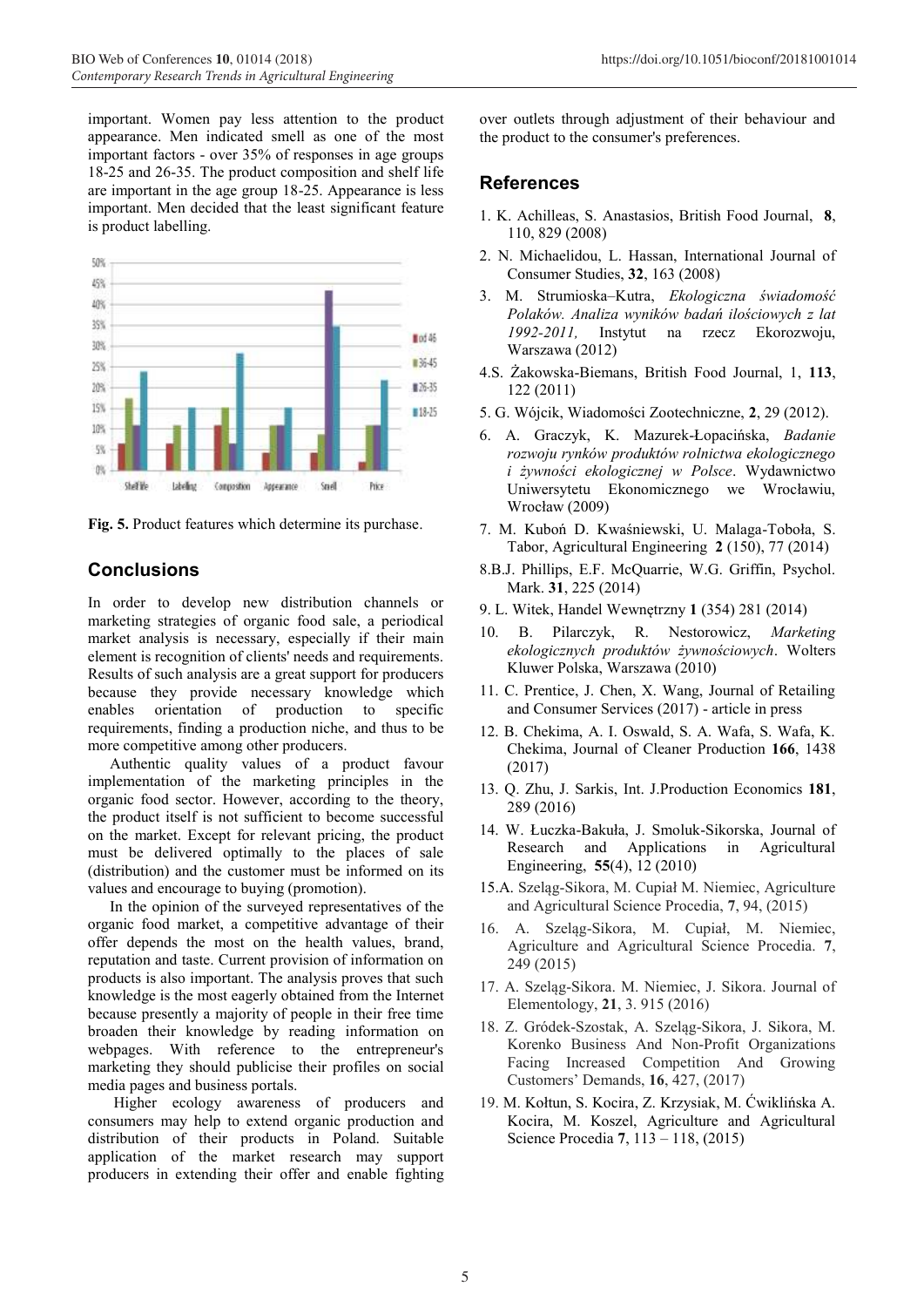important. Women pay less attention to the product appearance. Men indicated smell as one of the most important factors - over 35% of responses in age groups 18-25 and 26-35. The product composition and shelf life are important in the age group 18-25. Appearance is less important. Men decided that the least significant feature is product labelling.

50%
45%
40%
35%
30%
25%
20%
15%
10%
5%
0%

Shelf life
Labelling
Composition
Appearance
Smell
Price

od 46
36-45
26-35
18-25

**Fig. 5.** Product features which determine its purchase.

## Conclusions

In order to develop new distribution channels or marketing strategies of organic food sale, a periodical market analysis is necessary, especially if their main element is recognition of clients' needs and requirements. Results of such analysis are a great support for producers because they provide necessary knowledge which enables orientation of production to specific requirements, finding a production niche, and thus to be more competitive among other producers.

Authentic quality values of a product favour implementation of the marketing principles in the organic food sector. However, according to the theory, the product itself is not sufficient to become successful on the market. Except for relevant pricing, the product must be delivered optimally to the places of sale (distribution) and the customer must be informed on its values and encourage to buying (promotion).

In the opinion of the surveyed representatives of the organic food market, a competitive advantage of their offer depends the most on the health values, brand, reputation and taste. Current provision of information on products is also important. The analysis proves that such knowledge is the most eagerly obtained from the Internet because presently a majority of people in their free time broaden their knowledge by reading information on webpages. With reference to the entrepreneur's marketing they should publicise their profiles on social media pages and business portals.

Higher ecology awareness of producers and consumers may help to extend organic production and distribution of their products in Poland. Suitable application of the market research may support producers in extending their offer and enable fighting over outlets through adjustment of their behaviour and the product to the consumer's preferences.

## References

1. K. Achilleas, S. Anastasios, British Food Journal, **8**, 110, 829 (2008)
2. N. Michaelidou, L. Hassan, International Journal of Consumer Studies, **32**, 163 (2008)
3. M. Strumioska–Kutra, *Ekologiczna świadomość Polaków. Analiza wyników badań ilościowych z lat 1992-2011,* Instytut na rzecz Ekorozwoju, Warszawa (2012)
4. S. Żakowska-Biemans, British Food Journal, 1, **113**, 122 (2011)
5. G. Wójcik, Wiadomości Zootechniczne, **2**, 29 (2012).
6. A. Graczyk, K. Mazurek-Łopacińska, *Badanie rozwoju rynków produktów rolnictwa ekologicznego i żywności ekologicznej w Polsce*. Wydawnictwo Uniwersytetu Ekonomicznego we Wrocławiu, Wrocław (2009)
7. M. Kuboń D. Kwaśniewski, U. Malaga-Toboła, S. Tabor, Agricultural Engineering **2** (150), 77 (2014)
8. B.J. Phillips, E.F. McQuarrie, W.G. Griffin, Psychol. Mark. **31**, 225 (2014)
9. L. Witek, Handel Wewnętrzny **1** (354) 281 (2014)
10. B. Pilarczyk, R. Nestorowicz, *Marketing ekologicznych produktów żywnościowych*. Wolters Kluwer Polska, Warszawa (2010)
11. C. Prentice, J. Chen, X. Wang, Journal of Retailing and Consumer Services (2017) - article in press
12. B. Chekima, A. I. Oswald, S. A. Wafa, S. Wafa, K. Chekima, Journal of Cleaner Production **166**, 1438 (2017)
13. Q. Zhu, J. Sarkis, Int. J.Production Economics **181**, 289 (2016)
14. W. Łuczka-Bakuła, J. Smoluk-Sikorska, Journal of Research and Applications in Agricultural Engineering, **55**(4), 12 (2010)
15. A. Szeląg-Sikora, M. Cupiał M. Niemiec, Agriculture and Agricultural Science Procedia, **7**, 94, (2015)
16. A. Szeląg-Sikora, M. Cupiał, M. Niemiec, Agriculture and Agricultural Science Procedia. **7**, 249 (2015)
17. A. Szeląg-Sikora. M. Niemiec, J. Sikora. Journal of Elementology, **21**, 3. 915 (2016)
18. Z. Gródek-Szostak, A. Szeląg-Sikora, J. Sikora, M. Korenko Business And Non-Profit Organizations Facing Increased Competition And Growing Customers' Demands, **16**, 427, (2017)
19. M. Kołtun, S. Kocira, Z. Krzysiak, M. Ćwiklińska A. Kocira, M. Koszel, Agriculture and Agricultural Science Procedia **7**, 113 – 118, (2015)